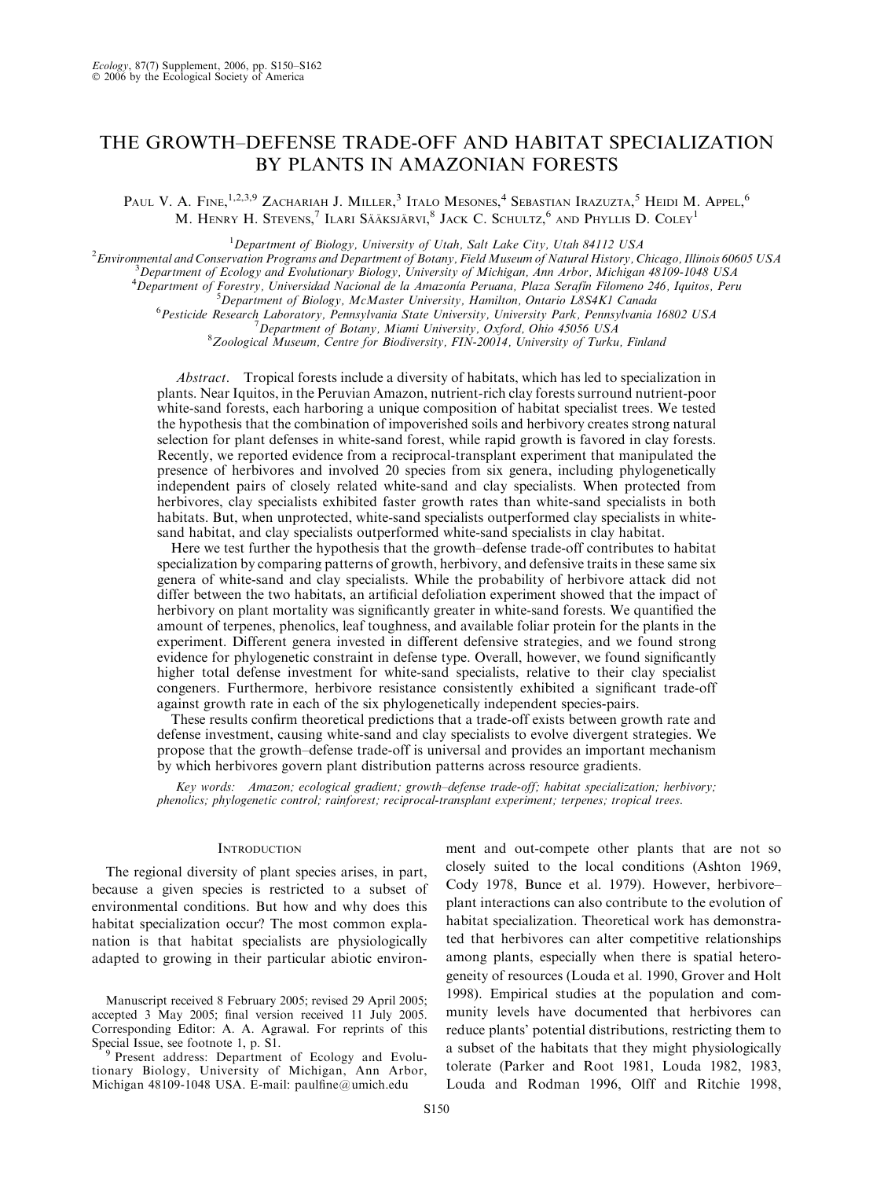# THE GROWTH–DEFENSE TRADE-OFF AND HABITAT SPECIALIZATION BY PLANTS IN AMAZONIAN FORESTS

Paul V. A. Fine,[1,2,3,9] Zachariah J. Miller,[3] Italo Mesones,[4] Sebastian Irazuzta,[5] Heidi M. Appel,[6] M. Henry H. Stevens,[7] Ilari Sääksjärvi,[8] Jack C. Schultz,[6] and Phyllis D. Coley[1]

[1]Department of Biology, University of Utah, Salt Lake City, Utah 84112 USA
[2]Environmental and Conservation Programs and Department of Botany, Field Museum of Natural History, Chicago, Illinois 60605 USA
[3]Department of Ecology and Evolutionary Biology, University of Michigan, Ann Arbor, Michigan 48109-1048 USA
[4]Department of Forestry, Universidad Nacional de la Amazonía Peruana, Plaza Serafín Filomeno 246, Iquitos, Peru
[5]Department of Biology, McMaster University, Hamilton, Ontario L8S4K1 Canada
[6]Pesticide Research Laboratory, Pennsylvania State University, University Park, Pennsylvania 16802 USA
[7]Department of Botany, Miami University, Oxford, Ohio 45056 USA
[8]Zoological Museum, Centre for Biodiversity, FIN-20014, University of Turku, Finland

*Abstract*. Tropical forests include a diversity of habitats, which has led to specialization in plants. Near Iquitos, in the Peruvian Amazon, nutrient-rich clay forests surround nutrient-poor white-sand forests, each harboring a unique composition of habitat specialist trees. We tested the hypothesis that the combination of impoverished soils and herbivory creates strong natural selection for plant defenses in white-sand forest, while rapid growth is favored in clay forests. Recently, we reported evidence from a reciprocal-transplant experiment that manipulated the presence of herbivores and involved 20 species from six genera, including phylogenetically independent pairs of closely related white-sand and clay specialists. When protected from herbivores, clay specialists exhibited faster growth rates than white-sand specialists in both habitats. But, when unprotected, white-sand specialists outperformed clay specialists in white-sand habitat, and clay specialists outperformed white-sand specialists in clay habitat.

Here we test further the hypothesis that the growth–defense trade-off contributes to habitat specialization by comparing patterns of growth, herbivory, and defensive traits in these same six genera of white-sand and clay specialists. While the probability of herbivore attack did not differ between the two habitats, an artificial defoliation experiment showed that the impact of herbivory on plant mortality was significantly greater in white-sand forests. We quantified the amount of terpenes, phenolics, leaf toughness, and available foliar protein for the plants in the experiment. Different genera invested in different defensive strategies, and we found strong evidence for phylogenetic constraint in defense type. Overall, however, we found significantly higher total defense investment for white-sand specialists, relative to their clay specialist congeners. Furthermore, herbivore resistance consistently exhibited a significant trade-off against growth rate in each of the six phylogenetically independent species-pairs.

These results confirm theoretical predictions that a trade-off exists between growth rate and defense investment, causing white-sand and clay specialists to evolve divergent strategies. We propose that the growth–defense trade-off is universal and provides an important mechanism by which herbivores govern plant distribution patterns across resource gradients.

*Key words:* Amazon; ecological gradient; growth–defense trade-off; habitat specialization; herbivory; phenolics; phylogenetic control; rainforest; reciprocal-transplant experiment; terpenes; tropical trees.

## Introduction

The regional diversity of plant species arises, in part, because a given species is restricted to a subset of environmental conditions. But how and why does this habitat specialization occur? The most common explanation is that habitat specialists are physiologically adapted to growing in their particular abiotic environment and out-compete other plants that are not so closely suited to the local conditions (Ashton 1969, Cody 1978, Bunce et al. 1979). However, herbivore–plant interactions can also contribute to the evolution of habitat specialization. Theoretical work has demonstrated that herbivores can alter competitive relationships among plants, especially when there is spatial heterogeneity of resources (Louda et al. 1990, Grover and Holt 1998). Empirical studies at the population and community levels have documented that herbivores can reduce plants' potential distributions, restricting them to a subset of the habitats that they might physiologically tolerate (Parker and Root 1981, Louda 1982, 1983, Louda and Rodman 1996, Olff and Ritchie 1998,

Manuscript received 8 February 2005; revised 29 April 2005; accepted 3 May 2005; final version received 11 July 2005. Corresponding Editor: A. A. Agrawal. For reprints of this Special Issue, see footnote 1, p. S1.

[9] Present address: Department of Ecology and Evolutionary Biology, University of Michigan, Ann Arbor, Michigan 48109-1048 USA. E-mail: paulfine@umich.edu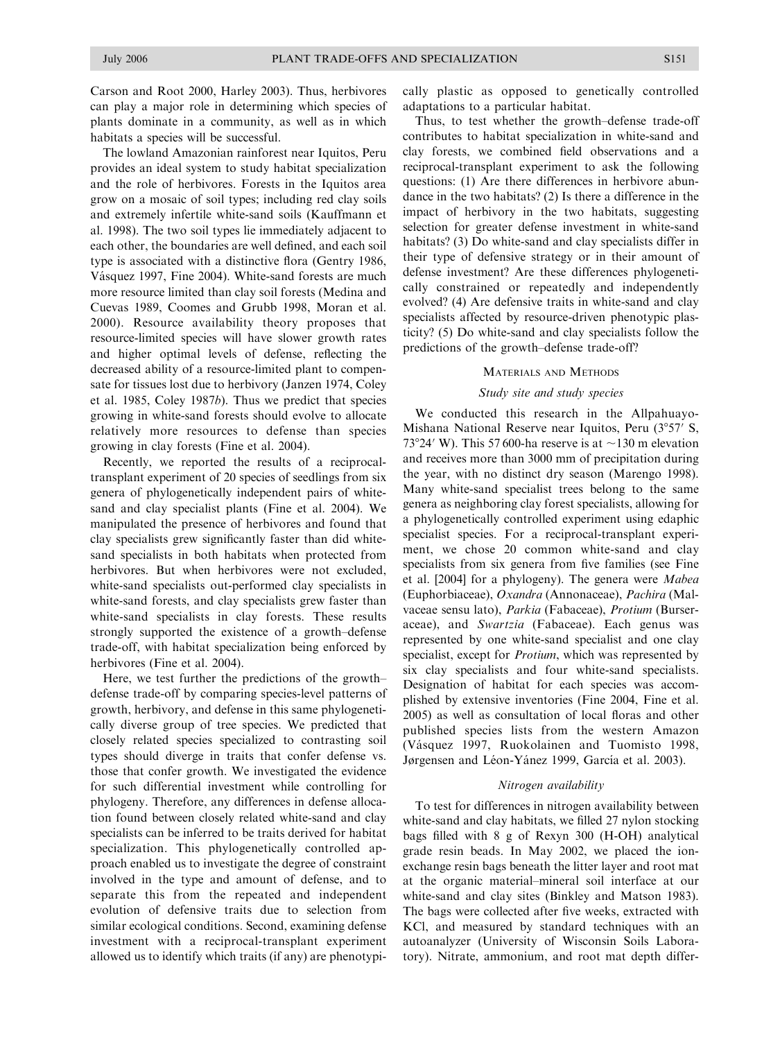Carson and Root 2000, Harley 2003). Thus, herbivores can play a major role in determining which species of plants dominate in a community, as well as in which habitats a species will be successful.

The lowland Amazonian rainforest near Iquitos, Peru provides an ideal system to study habitat specialization and the role of herbivores. Forests in the Iquitos area grow on a mosaic of soil types; including red clay soils and extremely infertile white-sand soils (Kauffmann et al. 1998). The two soil types lie immediately adjacent to each other, the boundaries are well defined, and each soil type is associated with a distinctive flora (Gentry 1986, Vásquez 1997, Fine 2004). White-sand forests are much more resource limited than clay soil forests (Medina and Cuevas 1989, Coomes and Grubb 1998, Moran et al. 2000). Resource availability theory proposes that resource-limited species will have slower growth rates and higher optimal levels of defense, reflecting the decreased ability of a resource-limited plant to compensate for tissues lost due to herbivory (Janzen 1974, Coley et al. 1985, Coley 1987*b*). Thus we predict that species growing in white-sand forests should evolve to allocate relatively more resources to defense than species growing in clay forests (Fine et al. 2004).

Recently, we reported the results of a reciprocal-transplant experiment of 20 species of seedlings from six genera of phylogenetically independent pairs of white-sand and clay specialist plants (Fine et al. 2004). We manipulated the presence of herbivores and found that clay specialists grew significantly faster than did white-sand specialists in both habitats when protected from herbivores. But when herbivores were not excluded, white-sand specialists out-performed clay specialists in white-sand forests, and clay specialists grew faster than white-sand specialists in clay forests. These results strongly supported the existence of a growth–defense trade-off, with habitat specialization being enforced by herbivores (Fine et al. 2004).

Here, we test further the predictions of the growth–defense trade-off by comparing species-level patterns of growth, herbivory, and defense in this same phylogenetically diverse group of tree species. We predicted that closely related species specialized to contrasting soil types should diverge in traits that confer defense vs. those that confer growth. We investigated the evidence for such differential investment while controlling for phylogeny. Therefore, any differences in defense allocation found between closely related white-sand and clay specialists can be inferred to be traits derived for habitat specialization. This phylogenetically controlled approach enabled us to investigate the degree of constraint involved in the type and amount of defense, and to separate this from the repeated and independent evolution of defensive traits due to selection from similar ecological conditions. Second, examining defense investment with a reciprocal-transplant experiment allowed us to identify which traits (if any) are phenotypically plastic as opposed to genetically controlled adaptations to a particular habitat.

Thus, to test whether the growth–defense trade-off contributes to habitat specialization in white-sand and clay forests, we combined field observations and a reciprocal-transplant experiment to ask the following questions: (1) Are there differences in herbivore abundance in the two habitats? (2) Is there a difference in the impact of herbivory in the two habitats, suggesting selection for greater defense investment in white-sand habitats? (3) Do white-sand and clay specialists differ in their type of defensive strategy or in their amount of defense investment? Are these differences phylogenetically constrained or repeatedly and independently evolved? (4) Are defensive traits in white-sand and clay specialists affected by resource-driven phenotypic plasticity? (5) Do white-sand and clay specialists follow the predictions of the growth–defense trade-off?

## Materials and Methods

### Study site and study species

We conducted this research in the Allpahuayo-Mishana National Reserve near Iquitos, Peru (3°57′ S, 73°24′ W). This 57 600-ha reserve is at ~130 m elevation and receives more than 3000 mm of precipitation during the year, with no distinct dry season (Marengo 1998). Many white-sand specialist trees belong to the same genera as neighboring clay forest specialists, allowing for a phylogenetically controlled experiment using edaphic specialist species. For a reciprocal-transplant experiment, we chose 20 common white-sand and clay specialists from six genera from five families (see Fine et al. [2004] for a phylogeny). The genera were *Mabea* (Euphorbiaceae), *Oxandra* (Annonaceae), *Pachira* (Malvaceae sensu lato), *Parkia* (Fabaceae), *Protium* (Burseraceae), and *Swartzia* (Fabaceae). Each genus was represented by one white-sand specialist and one clay specialist, except for *Protium*, which was represented by six clay specialists and four white-sand specialists. Designation of habitat for each species was accomplished by extensive inventories (Fine 2004, Fine et al. 2005) as well as consultation of local floras and other published species lists from the western Amazon (Vásquez 1997, Ruokolainen and Tuomisto 1998, Jørgensen and Léon-Yánez 1999, García et al. 2003).

### Nitrogen availability

To test for differences in nitrogen availability between white-sand and clay habitats, we filled 27 nylon stocking bags filled with 8 g of Rexyn 300 (H-OH) analytical grade resin beads. In May 2002, we placed the ion-exchange resin bags beneath the litter layer and root mat at the organic material–mineral soil interface at our white-sand and clay sites (Binkley and Matson 1983). The bags were collected after five weeks, extracted with KCl, and measured by standard techniques with an autoanalyzer (University of Wisconsin Soils Laboratory). Nitrate, ammonium, and root mat depth differ-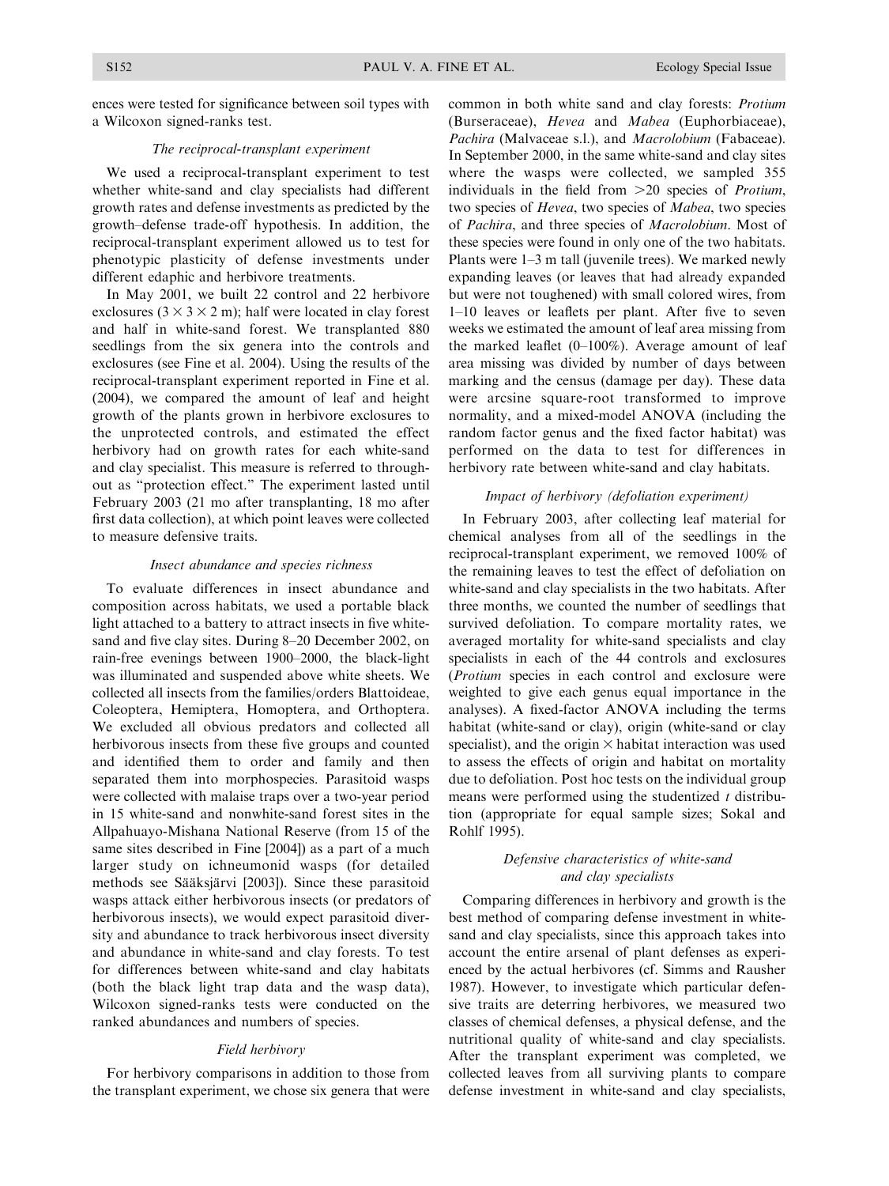ences were tested for significance between soil types with a Wilcoxon signed-ranks test.

### The reciprocal-transplant experiment

We used a reciprocal-transplant experiment to test whether white-sand and clay specialists had different growth rates and defense investments as predicted by the growth–defense trade-off hypothesis. In addition, the reciprocal-transplant experiment allowed us to test for phenotypic plasticity of defense investments under different edaphic and herbivore treatments.

In May 2001, we built 22 control and 22 herbivore exclosures ($3 \times 3 \times 2$ m); half were located in clay forest and half in white-sand forest. We transplanted 880 seedlings from the six genera into the controls and exclosures (see Fine et al. 2004). Using the results of the reciprocal-transplant experiment reported in Fine et al. (2004), we compared the amount of leaf and height growth of the plants grown in herbivore exclosures to the unprotected controls, and estimated the effect herbivory had on growth rates for each white-sand and clay specialist. This measure is referred to throughout as "protection effect." The experiment lasted until February 2003 (21 mo after transplanting, 18 mo after first data collection), at which point leaves were collected to measure defensive traits.

### Insect abundance and species richness

To evaluate differences in insect abundance and composition across habitats, we used a portable black light attached to a battery to attract insects in five white-sand and five clay sites. During 8–20 December 2002, on rain-free evenings between 1900–2000, the black-light was illuminated and suspended above white sheets. We collected all insects from the families/orders Blattoideae, Coleoptera, Hemiptera, Homoptera, and Orthoptera. We excluded all obvious predators and collected all herbivorous insects from these five groups and counted and identified them to order and family and then separated them into morphospecies. Parasitoid wasps were collected with malaise traps over a two-year period in 15 white-sand and nonwhite-sand forest sites in the Allpahuayo-Mishana National Reserve (from 15 of the same sites described in Fine [2004]) as a part of a much larger study on ichneumonid wasps (for detailed methods see Sääksjärvi [2003]). Since these parasitoid wasps attack either herbivorous insects (or predators of herbivorous insects), we would expect parasitoid diversity and abundance to track herbivorous insect diversity and abundance in white-sand and clay forests. To test for differences between white-sand and clay habitats (both the black light trap data and the wasp data), Wilcoxon signed-ranks tests were conducted on the ranked abundances and numbers of species.

### Field herbivory

For herbivory comparisons in addition to those from the transplant experiment, we chose six genera that were common in both white sand and clay forests: *Protium* (Burseraceae), *Hevea* and *Mabea* (Euphorbiaceae), *Pachira* (Malvaceae s.l.), and *Macrolobium* (Fabaceae). In September 2000, in the same white-sand and clay sites where the wasps were collected, we sampled 355 individuals in the field from >20 species of *Protium*, two species of *Hevea*, two species of *Mabea*, two species of *Pachira*, and three species of *Macrolobium*. Most of these species were found in only one of the two habitats. Plants were 1–3 m tall (juvenile trees). We marked newly expanding leaves (or leaves that had already expanded but were not toughened) with small colored wires, from 1–10 leaves or leaflets per plant. After five to seven weeks we estimated the amount of leaf area missing from the marked leaflet (0–100%). Average amount of leaf area missing was divided by number of days between marking and the census (damage per day). These data were arcsine square-root transformed to improve normality, and a mixed-model ANOVA (including the random factor genus and the fixed factor habitat) was performed on the data to test for differences in herbivory rate between white-sand and clay habitats.

### Impact of herbivory (defoliation experiment)

In February 2003, after collecting leaf material for chemical analyses from all of the seedlings in the reciprocal-transplant experiment, we removed 100% of the remaining leaves to test the effect of defoliation on white-sand and clay specialists in the two habitats. After three months, we counted the number of seedlings that survived defoliation. To compare mortality rates, we averaged mortality for white-sand specialists and clay specialists in each of the 44 controls and exclosures (*Protium* species in each control and exclosure were weighted to give each genus equal importance in the analyses). A fixed-factor ANOVA including the terms habitat (white-sand or clay), origin (white-sand or clay specialist), and the origin $\times$ habitat interaction was used to assess the effects of origin and habitat on mortality due to defoliation. Post hoc tests on the individual group means were performed using the studentized $t$ distribution (appropriate for equal sample sizes; Sokal and Rohlf 1995).

### Defensive characteristics of white-sand and clay specialists

Comparing differences in herbivory and growth is the best method of comparing defense investment in white-sand and clay specialists, since this approach takes into account the entire arsenal of plant defenses as experienced by the actual herbivores (cf. Simms and Rausher 1987). However, to investigate which particular defensive traits are deterring herbivores, we measured two classes of chemical defenses, a physical defense, and the nutritional quality of white-sand and clay specialists. After the transplant experiment was completed, we collected leaves from all surviving plants to compare defense investment in white-sand and clay specialists,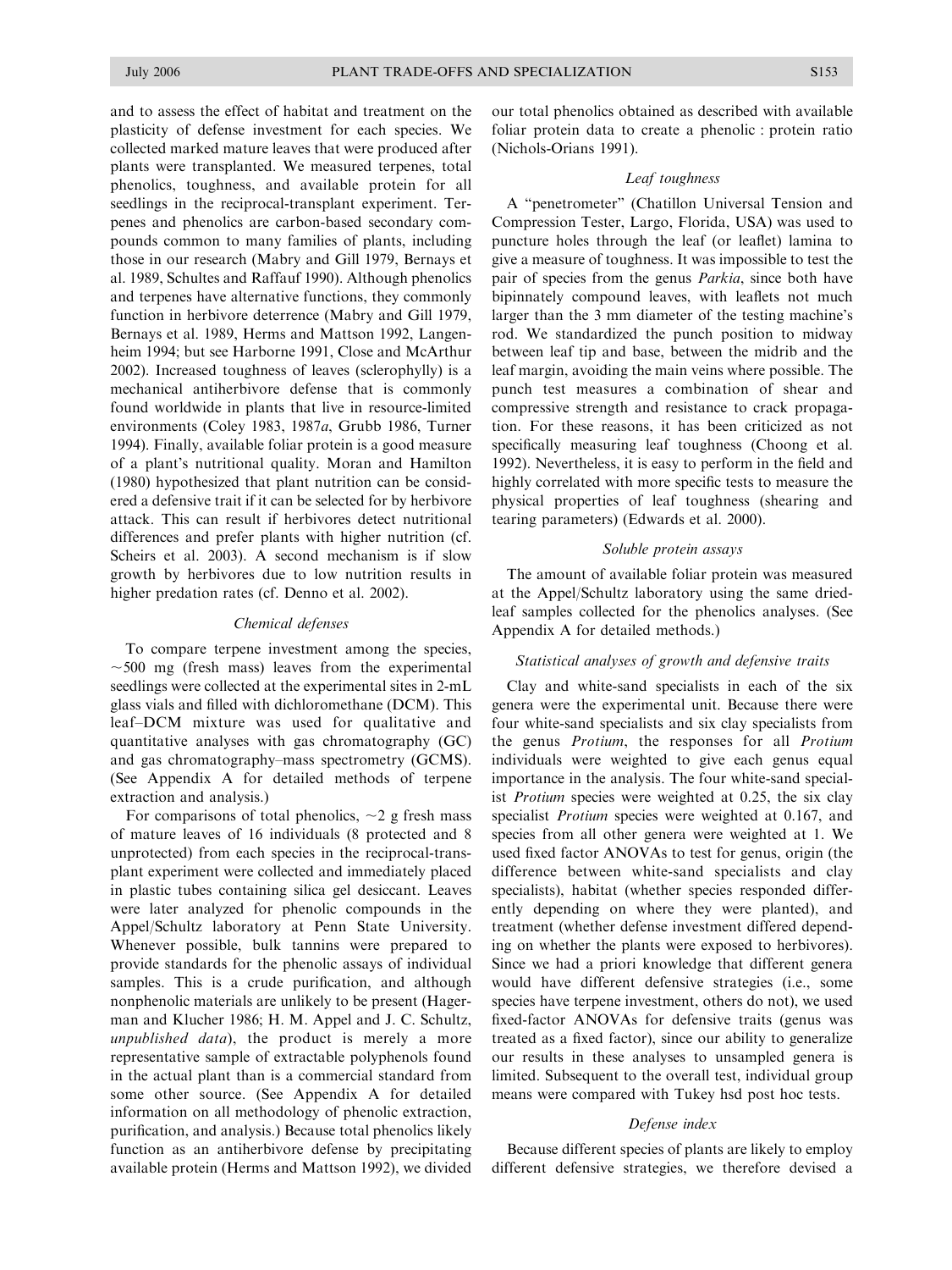and to assess the effect of habitat and treatment on the plasticity of defense investment for each species. We collected marked mature leaves that were produced after plants were transplanted. We measured terpenes, total phenolics, toughness, and available protein for all seedlings in the reciprocal-transplant experiment. Terpenes and phenolics are carbon-based secondary compounds common to many families of plants, including those in our research (Mabry and Gill 1979, Bernays et al. 1989, Schultes and Raffauf 1990). Although phenolics and terpenes have alternative functions, they commonly function in herbivore deterrence (Mabry and Gill 1979, Bernays et al. 1989, Herms and Mattson 1992, Langenheim 1994; but see Harborne 1991, Close and McArthur 2002). Increased toughness of leaves (sclerophylly) is a mechanical antiherbivore defense that is commonly found worldwide in plants that live in resource-limited environments (Coley 1983, 1987*a*, Grubb 1986, Turner 1994). Finally, available foliar protein is a good measure of a plant's nutritional quality. Moran and Hamilton (1980) hypothesized that plant nutrition can be considered a defensive trait if it can be selected for by herbivore attack. This can result if herbivores detect nutritional differences and prefer plants with higher nutrition (cf. Scheirs et al. 2003). A second mechanism is if slow growth by herbivores due to low nutrition results in higher predation rates (cf. Denno et al. 2002).

### *Chemical defenses*

To compare terpene investment among the species, ~500 mg (fresh mass) leaves from the experimental seedlings were collected at the experimental sites in 2-mL glass vials and filled with dichloromethane (DCM). This leaf–DCM mixture was used for qualitative and quantitative analyses with gas chromatography (GC) and gas chromatography–mass spectrometry (GCMS). (See Appendix A for detailed methods of terpene extraction and analysis.)

For comparisons of total phenolics, ~2 g fresh mass of mature leaves of 16 individuals (8 protected and 8 unprotected) from each species in the reciprocal-transplant experiment were collected and immediately placed in plastic tubes containing silica gel desiccant. Leaves were later analyzed for phenolic compounds in the Appel/Schultz laboratory at Penn State University. Whenever possible, bulk tannins were prepared to provide standards for the phenolic assays of individual samples. This is a crude purification, and although nonphenolic materials are unlikely to be present (Hagerman and Klucher 1986; H. M. Appel and J. C. Schultz, *unpublished data*), the product is merely a more representative sample of extractable polyphenols found in the actual plant than is a commercial standard from some other source. (See Appendix A for detailed information on all methodology of phenolic extraction, purification, and analysis.) Because total phenolics likely function as an antiherbivore defense by precipitating available protein (Herms and Mattson 1992), we divided our total phenolics obtained as described with available foliar protein data to create a phenolic : protein ratio (Nichols-Orians 1991).

### *Leaf toughness*

A "penetrometer" (Chatillon Universal Tension and Compression Tester, Largo, Florida, USA) was used to puncture holes through the leaf (or leaflet) lamina to give a measure of toughness. It was impossible to test the pair of species from the genus *Parkia*, since both have bipinnately compound leaves, with leaflets not much larger than the 3 mm diameter of the testing machine's rod. We standardized the punch position to midway between leaf tip and base, between the midrib and the leaf margin, avoiding the main veins where possible. The punch test measures a combination of shear and compressive strength and resistance to crack propagation. For these reasons, it has been criticized as not specifically measuring leaf toughness (Choong et al. 1992). Nevertheless, it is easy to perform in the field and highly correlated with more specific tests to measure the physical properties of leaf toughness (shearing and tearing parameters) (Edwards et al. 2000).

### *Soluble protein assays*

The amount of available foliar protein was measured at the Appel/Schultz laboratory using the same dried-leaf samples collected for the phenolics analyses. (See Appendix A for detailed methods.)

### *Statistical analyses of growth and defensive traits*

Clay and white-sand specialists in each of the six genera were the experimental unit. Because there were four white-sand specialists and six clay specialists from the genus *Protium*, the responses for all *Protium* individuals were weighted to give each genus equal importance in the analysis. The four white-sand specialist *Protium* species were weighted at 0.25, the six clay specialist *Protium* species were weighted at 0.167, and species from all other genera were weighted at 1. We used fixed factor ANOVAs to test for genus, origin (the difference between white-sand specialists and clay specialists), habitat (whether species responded differently depending on where they were planted), and treatment (whether defense investment differed depending on whether the plants were exposed to herbivores). Since we had a priori knowledge that different genera would have different defensive strategies (i.e., some species have terpene investment, others do not), we used fixed-factor ANOVAs for defensive traits (genus was treated as a fixed factor), since our ability to generalize our results in these analyses to unsampled genera is limited. Subsequent to the overall test, individual group means were compared with Tukey hsd post hoc tests.

### *Defense index*

Because different species of plants are likely to employ different defensive strategies, we therefore devised a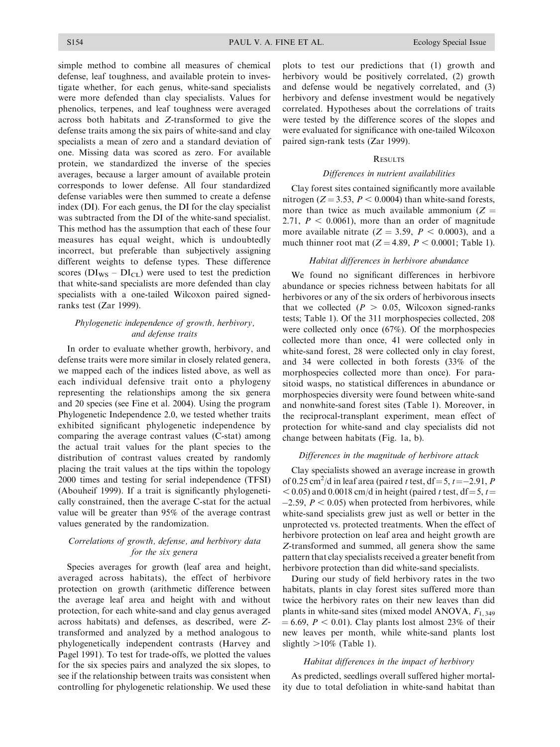simple method to combine all measures of chemical defense, leaf toughness, and available protein to investigate whether, for each genus, white-sand specialists were more defended than clay specialists. Values for phenolics, terpenes, and leaf toughness were averaged across both habitats and $Z$-transformed to give the defense traits among the six pairs of white-sand and clay specialists a mean of zero and a standard deviation of one. Missing data was scored as zero. For available protein, we standardized the inverse of the species averages, because a larger amount of available protein corresponds to lower defense. All four standardized defense variables were then summed to create a defense index (DI). For each genus, the DI for the clay specialist was subtracted from the DI of the white-sand specialist. This method has the assumption that each of these four measures has equal weight, which is undoubtedly incorrect, but preferable than subjectively assigning different weights to defense types. These difference scores ($DI_{WS} - DI_{CL}$) were used to test the prediction that white-sand specialists are more defended than clay specialists with a one-tailed Wilcoxon paired signed-ranks test (Zar 1999).

### *Phylogenetic independence of growth, herbivory, and defense traits*

In order to evaluate whether growth, herbivory, and defense traits were more similar in closely related genera, we mapped each of the indices listed above, as well as each individual defensive trait onto a phylogeny representing the relationships among the six genera and 20 species (see Fine et al. 2004). Using the program Phylogenetic Independence 2.0, we tested whether traits exhibited significant phylogenetic independence by comparing the average contrast values (C-stat) among the actual trait values for the plant species to the distribution of contrast values created by randomly placing the trait values at the tips within the topology 2000 times and testing for serial independence (TFSI) (Abouheif 1999). If a trait is significantly phylogenetically constrained, then the average C-stat for the actual value will be greater than 95% of the average contrast values generated by the randomization.

### *Correlations of growth, defense, and herbivory data for the six genera*

Species averages for growth (leaf area and height, averaged across habitats), the effect of herbivore protection on growth (arithmetic difference between the average leaf area and height with and without protection, for each white-sand and clay genus averaged across habitats) and defenses, as described, were $Z$-transformed and analyzed by a method analogous to phylogenetically independent contrasts (Harvey and Pagel 1991). To test for trade-offs, we plotted the values for the six species pairs and analyzed the six slopes, to see if the relationship between traits was consistent when controlling for phylogenetic relationship. We used these plots to test our predictions that (1) growth and herbivory would be positively correlated, (2) growth and defense would be negatively correlated, and (3) herbivory and defense investment would be negatively correlated. Hypotheses about the correlations of traits were tested by the difference scores of the slopes and were evaluated for significance with one-tailed Wilcoxon paired sign-rank tests (Zar 1999).

## Results

### *Differences in nutrient availabilities*

Clay forest sites contained significantly more available nitrogen ($Z = 3.53$, $P < 0.0004$) than white-sand forests, more than twice as much available ammonium ($Z = 2.71$, $P < 0.0061$), more than an order of magnitude more available nitrate ($Z = 3.59$, $P < 0.0003$), and a much thinner root mat ($Z = 4.89$, $P < 0.0001$; Table 1).

### *Habitat differences in herbivore abundance*

We found no significant differences in herbivore abundance or species richness between habitats for all herbivores or any of the six orders of herbivorous insects that we collected ($P > 0.05$, Wilcoxon signed-ranks tests; Table 1). Of the 311 morphospecies collected, 208 were collected only once (67%). Of the morphospecies collected more than once, 41 were collected only in white-sand forest, 28 were collected only in clay forest, and 34 were collected in both forests (33% of the morphospecies collected more than once). For parasitoid wasps, no statistical differences in abundance or morphospecies diversity were found between white-sand and nonwhite-sand forest sites (Table 1). Moreover, in the reciprocal-transplant experiment, mean effect of protection for white-sand and clay specialists did not change between habitats (Fig. 1a, b).

### *Differences in the magnitude of herbivore attack*

Clay specialists showed an average increase in growth of 0.25 $cm^2$/d in leaf area (paired $t$ test, df = 5, $t = -2.91$, $P < 0.05$) and 0.0018 cm/d in height (paired $t$ test, df = 5, $t = -2.59$, $P < 0.05$) when protected from herbivores, while white-sand specialists grew just as well or better in the unprotected vs. protected treatments. When the effect of herbivore protection on leaf area and height growth are $Z$-transformed and summed, all genera show the same pattern that clay specialists received a greater benefit from herbivore protection than did white-sand specialists.

During our study of field herbivory rates in the two habitats, plants in clay forest sites suffered more than twice the herbivory rates on their new leaves than did plants in white-sand sites (mixed model ANOVA, $F_{1,349} = 6.69$, $P < 0.01$). Clay plants lost almost 23% of their new leaves per month, while white-sand plants lost slightly >10% (Table 1).

### *Habitat differences in the impact of herbivory*

As predicted, seedlings overall suffered higher mortality due to total defoliation in white-sand habitat than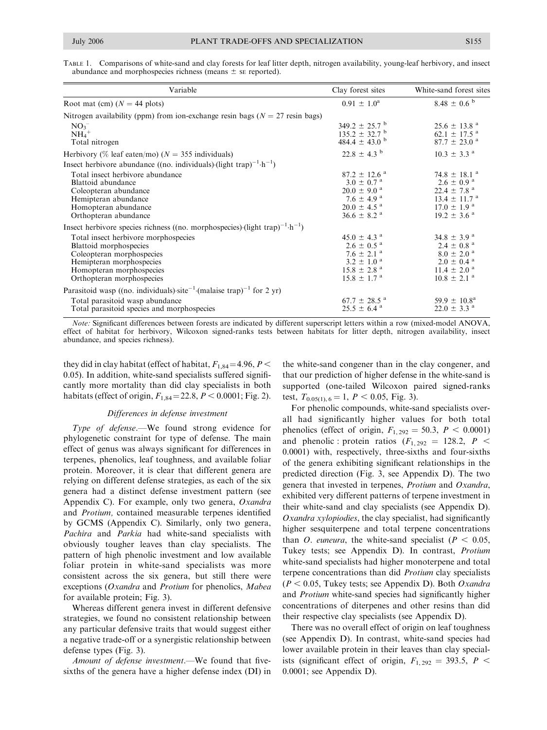TABLE 1. Comparisons of white-sand and clay forests for leaf litter depth, nitrogen availability, young-leaf herbivory, and insect abundance and morphospecies richness (means ± SE reported).

| Variable | Clay forest sites | White-sand forest sites |
|---|---|---|
| Root mat (cm) ($N = 44$ plots) | 0.91 ± 1.0[a] | 8.48 ± 0.6[b] |
| Nitrogen availability (ppm) from ion-exchange resin bags ($N = 27$ resin bags) | | |
| $NO_3^-$ | 349.2 ± 25.7[b] | 25.6 ± 13.8[a] |
| $NH_4^+$ | 135.2 ± 32.7[b] | 62.1 ± 17.5[a] |
| Total nitrogen | 484.4 ± 43.0[b] | 87.7 ± 23.0[a] |
| Herbivory (% leaf eaten/mo) ($N = 355$ individuals) | 22.8 ± 4.3[b] | 10.3 ± 3.3[a] |
| Insect herbivore abundance ((no. individuals)·(light trap)$^{-1}$·h$^{-1}$) | | |
| Total insect herbivore abundance | 87.2 ± 12.6[a] | 74.8 ± 18.1[a] |
| Blattoid abundance | 3.0 ± 0.7[a] | 2.6 ± 0.9[a] |
| Coleopteran abundance | 20.0 ± 9.0[a] | 22.4 ± 7.8[a] |
| Hemipteran abundance | 7.6 ± 4.9[a] | 13.4 ± 11.7[a] |
| Homopteran abundance | 20.0 ± 4.5[a] | 17.0 ± 1.9[a] |
| Orthopteran abundance | 36.6 ± 8.2[a] | 19.2 ± 3.6[a] |
| Insect herbivore species richness ((no. morphospecies)·(light trap)$^{-1}$·h$^{-1}$) | | |
| Total insect herbivore morphospecies | 45.0 ± 4.3[a] | 34.8 ± 3.9[a] |
| Blattoid morphospecies | 2.6 ± 0.5[a] | 2.4 ± 0.8[a] |
| Coleopteran morphospecies | 7.6 ± 2.1[a] | 8.0 ± 2.0[a] |
| Hemipteran morphospecies | 3.2 ± 1.0[a] | 2.0 ± 0.4[a] |
| Homopteran morphospecies | 15.8 ± 2.8[a] | 11.4 ± 2.0[a] |
| Orthopteran morphospecies | 15.8 ± 1.7[a] | 10.8 ± 2.1[a] |
| Parasitoid wasp ((no. individuals)·site$^{-1}$·(malaise trap)$^{-1}$ for 2 yr) | | |
| Total parasitoid wasp abundance | 67.7 ± 28.5[a] | 59.9 ± 10.8[a] |
| Total parasitoid species and morphospecies | 25.5 ± 6.4[a] | 22.0 ± 3.3[a] |

*Note:* Significant differences between forests are indicated by different superscript letters within a row (mixed-model ANOVA, effect of habitat for herbivory, Wilcoxon signed-ranks tests between habitats for litter depth, nitrogen availability, insect abundance, and species richness).

they did in clay habitat (effect of habitat, $F_{1,84} = 4.96$, $P < 0.05$). In addition, white-sand specialists suffered significantly more mortality than did clay specialists in both habitats (effect of origin, $F_{1,84} = 22.8$, $P < 0.0001$; Fig. 2).

### *Differences in defense investment*

*Type of defense*.—We found strong evidence for phylogenetic constraint for type of defense. The main effect of genus was always significant for differences in terpenes, phenolics, leaf toughness, and available foliar protein. Moreover, it is clear that different genera are relying on different defense strategies, as each of the six genera had a distinct defense investment pattern (see Appendix C). For example, only two genera, *Oxandra* and *Protium,* contained measurable terpenes identified by GCMS (Appendix C). Similarly, only two genera, *Pachira* and *Parkia* had white-sand specialists with obviously tougher leaves than clay specialists. The pattern of high phenolic investment and low available foliar protein in white-sand specialists was more consistent across the six genera, but still there were exceptions (*Oxandra* and *Protium* for phenolics, *Mabea* for available protein; Fig. 3).

Whereas different genera invest in different defensive strategies, we found no consistent relationship between any particular defensive traits that would suggest either a negative trade-off or a synergistic relationship between defense types (Fig. 3).

*Amount of defense investment*.—We found that five-sixths of the genera have a higher defense index (DI) in the white-sand congener than in the clay congener, and that our prediction of higher defense in the white-sand is supported (one-tailed Wilcoxon paired signed-ranks test, $T_{0.05(1),6} = 1$, $P < 0.05$, Fig. 3).

For phenolic compounds, white-sand specialists overall had significantly higher values for both total phenolics (effect of origin, $F_{1,292} = 50.3$, $P < 0.0001$) and phenolic : protein ratios ($F_{1,292} = 128.2$, $P < 0.0001$) with, respectively, three-sixths and four-sixths of the genera exhibiting significant relationships in the predicted direction (Fig. 3, see Appendix D). The two genera that invested in terpenes, *Protium* and *Oxandra*, exhibited very different patterns of terpene investment in their white-sand and clay specialists (see Appendix D). *Oxandra xylopiodies*, the clay specialist, had significantly higher sesquiterpene and total terpene concentrations than *O. euneura*, the white-sand specialist ($P < 0.05$, Tukey tests; see Appendix D). In contrast, *Protium* white-sand specialists had higher monoterpene and total terpene concentrations than did *Protium* clay specialists ($P < 0.05$, Tukey tests; see Appendix D). Both *Oxandra* and *Protium* white-sand species had significantly higher concentrations of diterpenes and other resins than did their respective clay specialists (see Appendix D).

There was no overall effect of origin on leaf toughness (see Appendix D). In contrast, white-sand species had lower available protein in their leaves than clay specialists (significant effect of origin, $F_{1,292} = 393.5$, $P < 0.0001$; see Appendix D).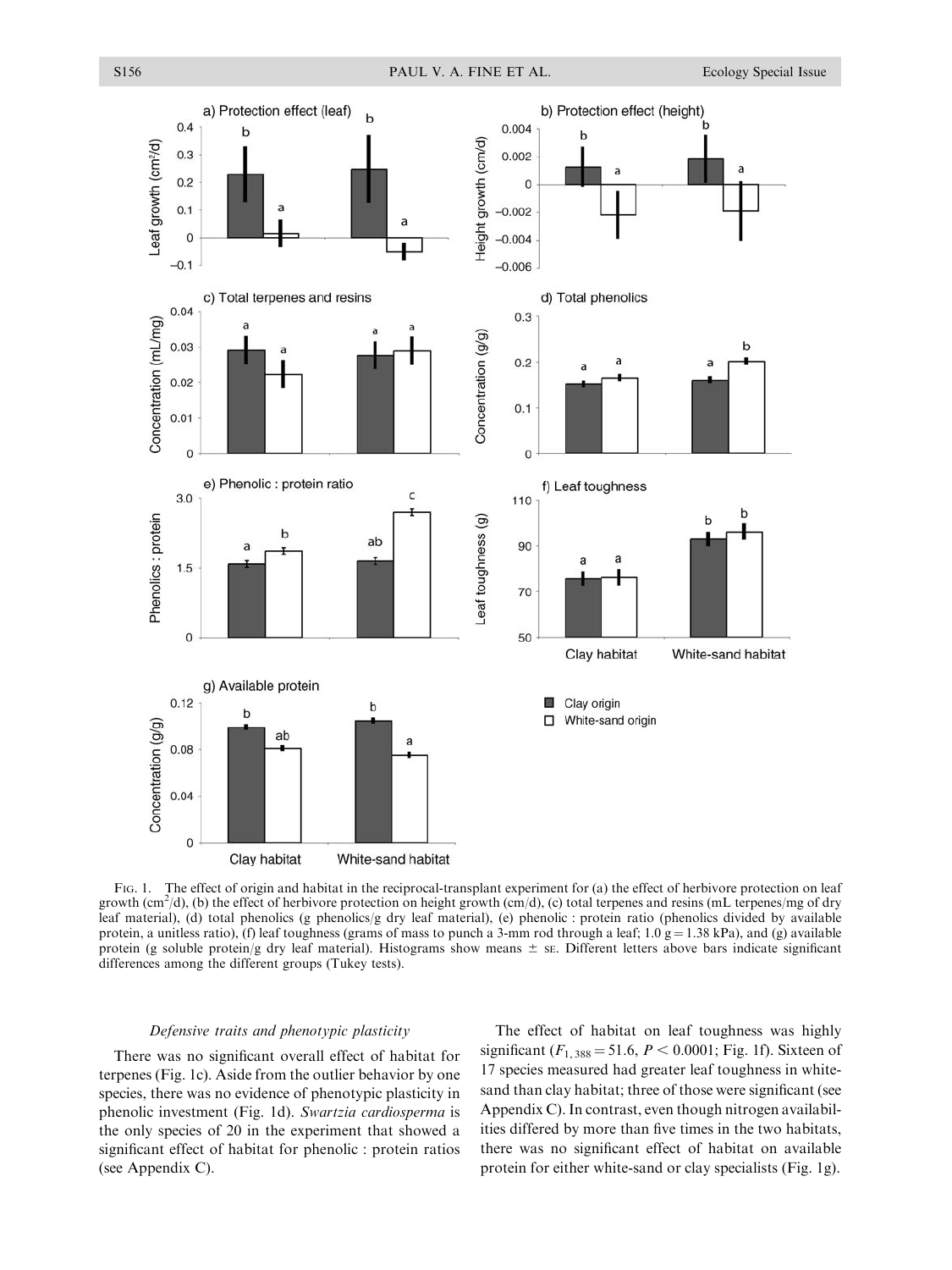FIG. 1. The effect of origin and habitat in the reciprocal-transplant experiment for (a) the effect of herbivore protection on leaf growth (cm$^2$/d), (b) the effect of herbivore protection on height growth (cm/d), (c) total terpenes and resins (mL terpenes/mg of dry leaf material), (d) total phenolics (g phenolics/g dry leaf material), (e) phenolic : protein ratio (phenolics divided by available protein, a unitless ratio), (f) leaf toughness (grams of mass to punch a 3-mm rod through a leaf; 1.0 g = 1.38 kPa), and (g) available protein (g soluble protein/g dry leaf material). Histograms show means ± SE. Different letters above bars indicate significant differences among the different groups (Tukey tests).

### *Defensive traits and phenotypic plasticity*

There was no significant overall effect of habitat for terpenes (Fig. 1c). Aside from the outlier behavior by one species, there was no evidence of phenotypic plasticity in phenolic investment (Fig. 1d). *Swartzia cardiosperma* is the only species of 20 in the experiment that showed a significant effect of habitat for phenolic : protein ratios (see Appendix C).

The effect of habitat on leaf toughness was highly significant ($F_{1,388} = 51.6$, $P < 0.0001$; Fig. 1f). Sixteen of 17 species measured had greater leaf toughness in white-sand than clay habitat; three of those were significant (see Appendix C). In contrast, even though nitrogen availabilities differed by more than five times in the two habitats, there was no significant effect of habitat on available protein for either white-sand or clay specialists (Fig. 1g).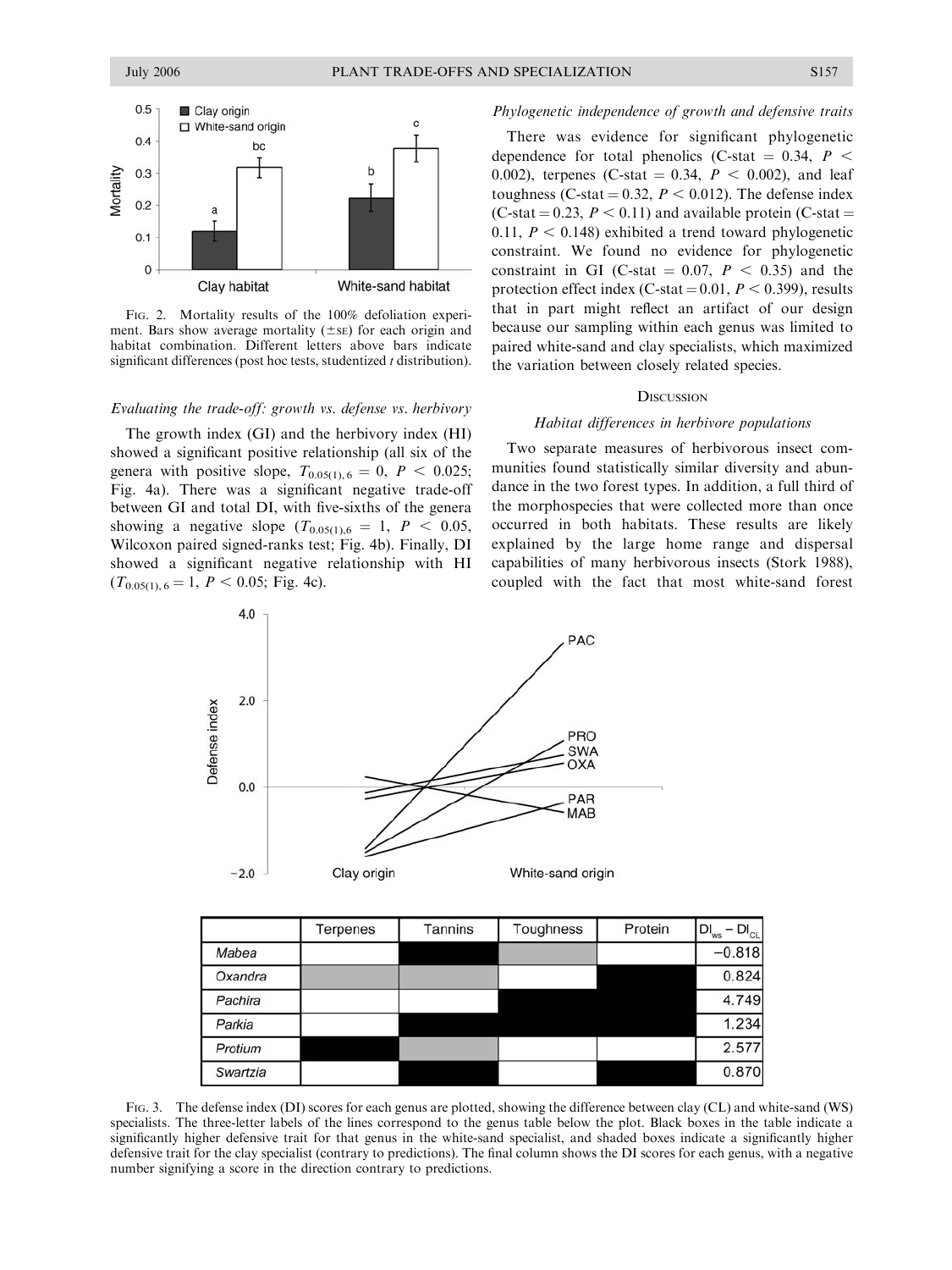FIG. 2. Mortality results of the 100% defoliation experiment. Bars show average mortality (±SE) for each origin and habitat combination. Different letters above bars indicate significant differences (post hoc tests, studentized *t* distribution).

### *Evaluating the trade-off: growth vs. defense vs. herbivory*

The growth index (GI) and the herbivory index (HI) showed a significant positive relationship (all six of the genera with positive slope, $T_{0.05(1),\,6} = 0$, $P < 0.025$; Fig. 4a). There was a significant negative trade-off between GI and total DI, with five-sixths of the genera showing a negative slope ($T_{0.05(1),6} = 1$, $P < 0.05$, Wilcoxon paired signed-ranks test; Fig. 4b). Finally, DI showed a significant negative relationship with HI ($T_{0.05(1),\,6} = 1$, $P < 0.05$; Fig. 4c).

### *Phylogenetic independence of growth and defensive traits*

There was evidence for significant phylogenetic dependence for total phenolics (C-stat = 0.34, $P < 0.002$), terpenes (C-stat = 0.34, $P < 0.002$), and leaf toughness (C-stat = 0.32, $P < 0.012$). The defense index (C-stat = 0.23, $P < 0.11$) and available protein (C-stat = 0.11, $P < 0.148$) exhibited a trend toward phylogenetic constraint. We found no evidence for phylogenetic constraint in GI (C-stat = 0.07, $P < 0.35$) and the protection effect index (C-stat = 0.01, $P < 0.399$), results that in part might reflect an artifact of our design because our sampling within each genus was limited to paired white-sand and clay specialists, which maximized the variation between closely related species.

## DISCUSSION

### *Habitat differences in herbivore populations*

Two separate measures of herbivorous insect communities found statistically similar diversity and abundance in the two forest types. In addition, a full third of the morphospecies that were collected more than once occurred in both habitats. These results are likely explained by the large home range and dispersal capabilities of many herbivorous insects (Stork 1988), coupled with the fact that most white-sand forest

|  | Terpenes | Tannins | Toughness | Protein | $DI_{ws} - DI_{CL}$ |
|---|---|---|---|---|---|
| *Mabea* |  | black |  | shaded |  | −0.818 |
| *Oxandra* | shaded | shaded |  | black | 0.824 |
| *Pachira* |  |  | black | black | 4.749 |
| *Parkia* |  | black | black | black | 1.234 |
| *Protium* | black | shaded |  |  | 2.577 |
| *Swartzia* |  | black |  | black | 0.870 |

FIG. 3. The defense index (DI) scores for each genus are plotted, showing the difference between clay (CL) and white-sand (WS) specialists. The three-letter labels of the lines correspond to the genus table below the plot. Black boxes in the table indicate a significantly higher defensive trait for that genus in the white-sand specialist, and shaded boxes indicate a significantly higher defensive trait for the clay specialist (contrary to predictions). The final column shows the DI scores for each genus, with a negative number signifying a score in the direction contrary to predictions.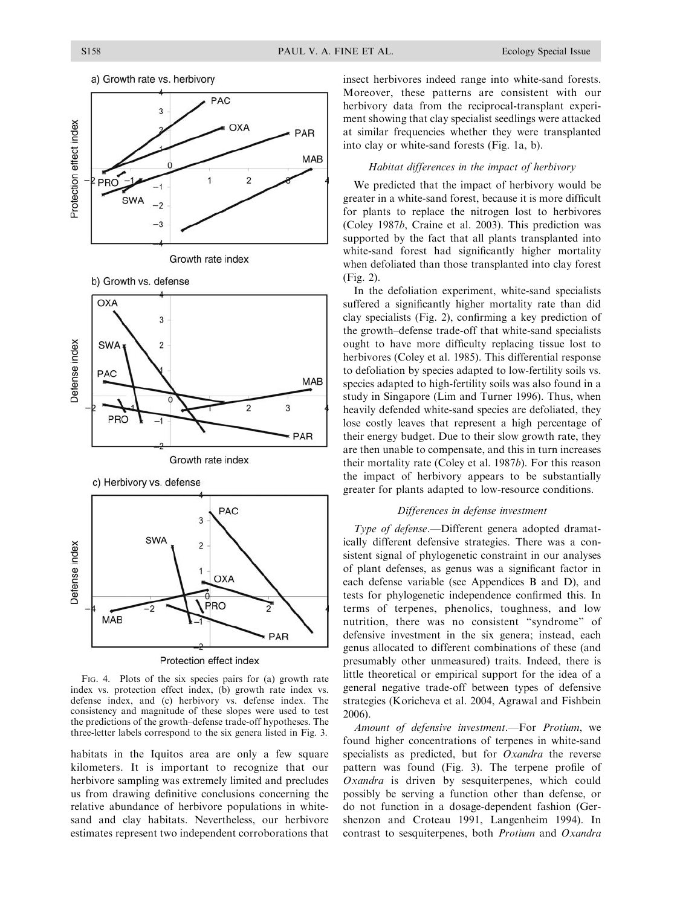FIG. 4. Plots of the six species pairs for (a) growth rate index vs. protection effect index, (b) growth rate index vs. defense index, and (c) herbivory vs. defense index. The consistency and magnitude of these slopes were used to test the predictions of the growth–defense trade-off hypotheses. The three-letter labels correspond to the six genera listed in Fig. 3.

habitats in the Iquitos area are only a few square kilometers. It is important to recognize that our herbivore sampling was extremely limited and precludes us from drawing definitive conclusions concerning the relative abundance of herbivore populations in white-sand and clay habitats. Nevertheless, our herbivore estimates represent two independent corroborations that insect herbivores indeed range into white-sand forests. Moreover, these patterns are consistent with our herbivory data from the reciprocal-transplant experiment showing that clay specialist seedlings were attacked at similar frequencies whether they were transplanted into clay or white-sand forests (Fig. 1a, b).

### *Habitat differences in the impact of herbivory*

We predicted that the impact of herbivory would be greater in a white-sand forest, because it is more difficult for plants to replace the nitrogen lost to herbivores (Coley 1987*b*, Craine et al. 2003). This prediction was supported by the fact that all plants transplanted into white-sand forest had significantly higher mortality when defoliated than those transplanted into clay forest (Fig. 2).

In the defoliation experiment, white-sand specialists suffered a significantly higher mortality rate than did clay specialists (Fig. 2), confirming a key prediction of the growth–defense trade-off that white-sand specialists ought to have more difficulty replacing tissue lost to herbivores (Coley et al. 1985). This differential response to defoliation by species adapted to low-fertility soils vs. species adapted to high-fertility soils was also found in a study in Singapore (Lim and Turner 1996). Thus, when heavily defended white-sand species are defoliated, they lose costly leaves that represent a high percentage of their energy budget. Due to their slow growth rate, they are then unable to compensate, and this in turn increases their mortality rate (Coley et al. 1987*b*). For this reason the impact of herbivory appears to be substantially greater for plants adapted to low-resource conditions.

### *Differences in defense investment*

*Type of defense*.—Different genera adopted dramatically different defensive strategies. There was a consistent signal of phylogenetic constraint in our analyses of plant defenses, as genus was a significant factor in each defense variable (see Appendices B and D), and tests for phylogenetic independence confirmed this. In terms of terpenes, phenolics, toughness, and low nutrition, there was no consistent "syndrome" of defensive investment in the six genera; instead, each genus allocated to different combinations of these (and presumably other unmeasured) traits. Indeed, there is little theoretical or empirical support for the idea of a general negative trade-off between types of defensive strategies (Koricheva et al. 2004, Agrawal and Fishbein 2006).

*Amount of defensive investment*.—For *Protium*, we found higher concentrations of terpenes in white-sand specialists as predicted, but for *Oxandra* the reverse pattern was found (Fig. 3). The terpene profile of *Oxandra* is driven by sesquiterpenes, which could possibly be serving a function other than defense, or do not function in a dosage-dependent fashion (Gershenzon and Croteau 1991, Langenheim 1994). In contrast to sesquiterpenes, both *Protium* and *Oxandra*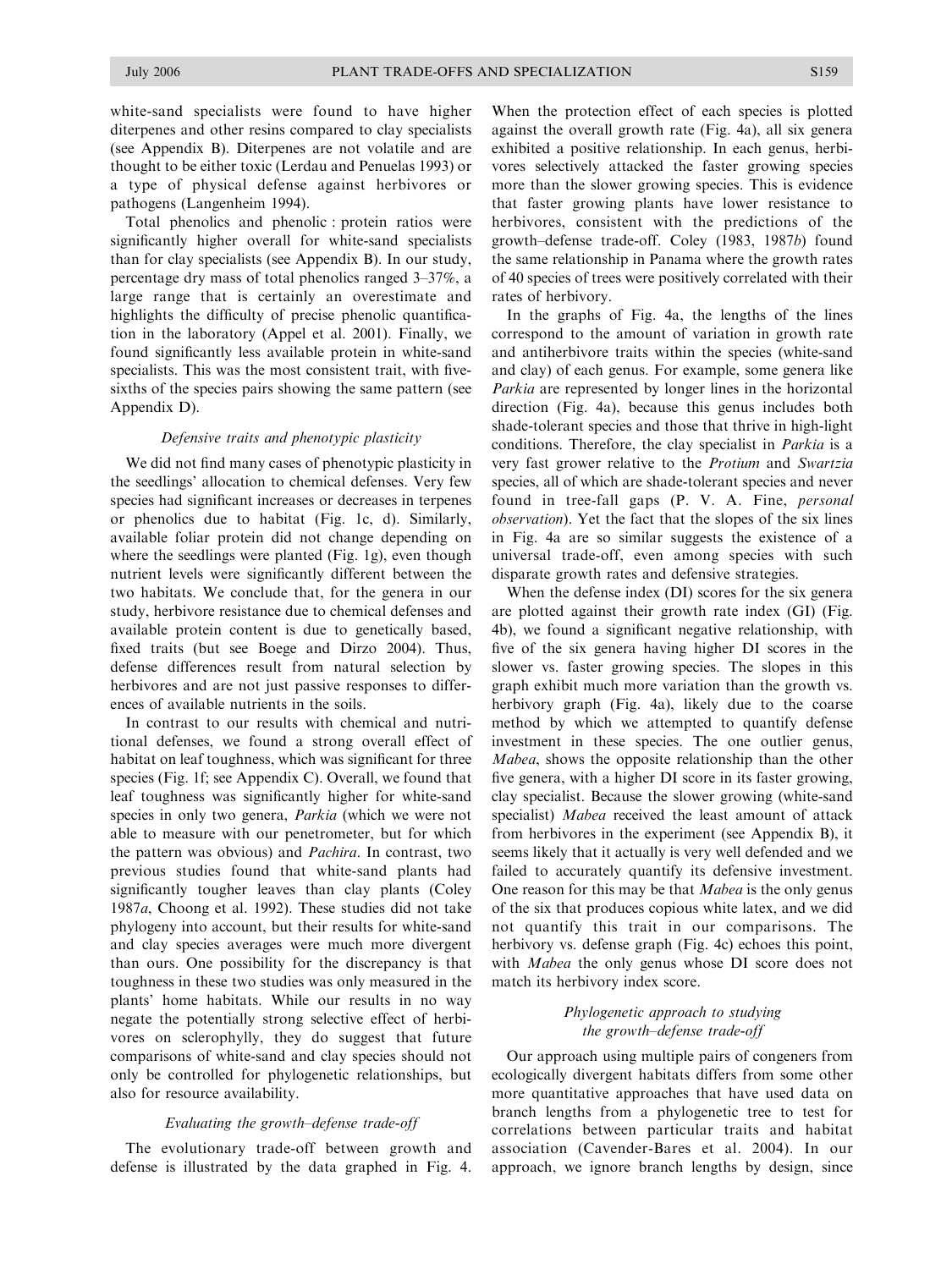white-sand specialists were found to have higher diterpenes and other resins compared to clay specialists (see Appendix B). Diterpenes are not volatile and are thought to be either toxic (Lerdau and Penuelas 1993) or a type of physical defense against herbivores or pathogens (Langenheim 1994).

Total phenolics and phenolic : protein ratios were significantly higher overall for white-sand specialists than for clay specialists (see Appendix B). In our study, percentage dry mass of total phenolics ranged 3–37%, a large range that is certainly an overestimate and highlights the difficulty of precise phenolic quantification in the laboratory (Appel et al. 2001). Finally, we found significantly less available protein in white-sand specialists. This was the most consistent trait, with five-sixths of the species pairs showing the same pattern (see Appendix D).

### *Defensive traits and phenotypic plasticity*

We did not find many cases of phenotypic plasticity in the seedlings' allocation to chemical defenses. Very few species had significant increases or decreases in terpenes or phenolics due to habitat (Fig. 1c, d). Similarly, available foliar protein did not change depending on where the seedlings were planted (Fig. 1g), even though nutrient levels were significantly different between the two habitats. We conclude that, for the genera in our study, herbivore resistance due to chemical defenses and available protein content is due to genetically based, fixed traits (but see Boege and Dirzo 2004). Thus, defense differences result from natural selection by herbivores and are not just passive responses to differences of available nutrients in the soils.

In contrast to our results with chemical and nutritional defenses, we found a strong overall effect of habitat on leaf toughness, which was significant for three species (Fig. 1f; see Appendix C). Overall, we found that leaf toughness was significantly higher for white-sand species in only two genera, *Parkia* (which we were not able to measure with our penetrometer, but for which the pattern was obvious) and *Pachira*. In contrast, two previous studies found that white-sand plants had significantly tougher leaves than clay plants (Coley 1987*a*, Choong et al. 1992). These studies did not take phylogeny into account, but their results for white-sand and clay species averages were much more divergent than ours. One possibility for the discrepancy is that toughness in these two studies was only measured in the plants' home habitats. While our results in no way negate the potentially strong selective effect of herbivores on sclerophylly, they do suggest that future comparisons of white-sand and clay species should not only be controlled for phylogenetic relationships, but also for resource availability.

### *Evaluating the growth–defense trade-off*

The evolutionary trade-off between growth and defense is illustrated by the data graphed in Fig. 4. When the protection effect of each species is plotted against the overall growth rate (Fig. 4a), all six genera exhibited a positive relationship. In each genus, herbivores selectively attacked the faster growing species more than the slower growing species. This is evidence that faster growing plants have lower resistance to herbivores, consistent with the predictions of the growth–defense trade-off. Coley (1983, 1987*b*) found the same relationship in Panama where the growth rates of 40 species of trees were positively correlated with their rates of herbivory.

In the graphs of Fig. 4a, the lengths of the lines correspond to the amount of variation in growth rate and antiherbivore traits within the species (white-sand and clay) of each genus. For example, some genera like *Parkia* are represented by longer lines in the horizontal direction (Fig. 4a), because this genus includes both shade-tolerant species and those that thrive in high-light conditions. Therefore, the clay specialist in *Parkia* is a very fast grower relative to the *Protium* and *Swartzia* species, all of which are shade-tolerant species and never found in tree-fall gaps (P. V. A. Fine, *personal observation*). Yet the fact that the slopes of the six lines in Fig. 4a are so similar suggests the existence of a universal trade-off, even among species with such disparate growth rates and defensive strategies.

When the defense index (DI) scores for the six genera are plotted against their growth rate index (GI) (Fig. 4b), we found a significant negative relationship, with five of the six genera having higher DI scores in the slower vs. faster growing species. The slopes in this graph exhibit much more variation than the growth vs. herbivory graph (Fig. 4a), likely due to the coarse method by which we attempted to quantify defense investment in these species. The one outlier genus, *Mabea*, shows the opposite relationship than the other five genera, with a higher DI score in its faster growing, clay specialist. Because the slower growing (white-sand specialist) *Mabea* received the least amount of attack from herbivores in the experiment (see Appendix B), it seems likely that it actually is very well defended and we failed to accurately quantify its defensive investment. One reason for this may be that *Mabea* is the only genus of the six that produces copious white latex, and we did not quantify this trait in our comparisons. The herbivory vs. defense graph (Fig. 4c) echoes this point, with *Mabea* the only genus whose DI score does not match its herbivory index score.

### *Phylogenetic approach to studying the growth–defense trade-off*

Our approach using multiple pairs of congeners from ecologically divergent habitats differs from some other more quantitative approaches that have used data on branch lengths from a phylogenetic tree to test for correlations between particular traits and habitat association (Cavender-Bares et al. 2004). In our approach, we ignore branch lengths by design, since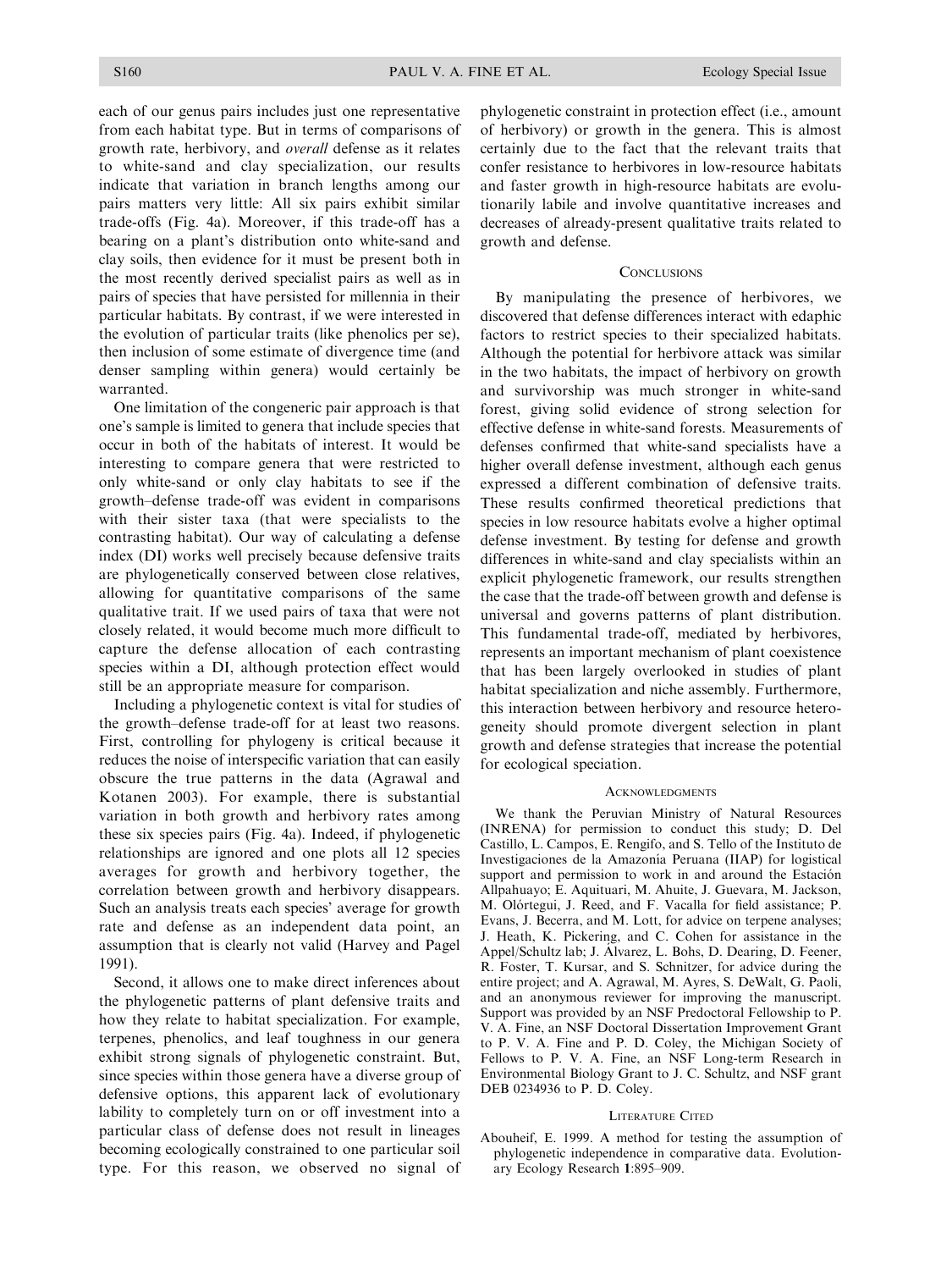each of our genus pairs includes just one representative from each habitat type. But in terms of comparisons of growth rate, herbivory, and *overall* defense as it relates to white-sand and clay specialization, our results indicate that variation in branch lengths among our pairs matters very little: All six pairs exhibit similar trade-offs (Fig. 4a). Moreover, if this trade-off has a bearing on a plant's distribution onto white-sand and clay soils, then evidence for it must be present both in the most recently derived specialist pairs as well as in pairs of species that have persisted for millennia in their particular habitats. By contrast, if we were interested in the evolution of particular traits (like phenolics per se), then inclusion of some estimate of divergence time (and denser sampling within genera) would certainly be warranted.

One limitation of the congeneric pair approach is that one's sample is limited to genera that include species that occur in both of the habitats of interest. It would be interesting to compare genera that were restricted to only white-sand or only clay habitats to see if the growth–defense trade-off was evident in comparisons with their sister taxa (that were specialists to the contrasting habitat). Our way of calculating a defense index (DI) works well precisely because defensive traits are phylogenetically conserved between close relatives, allowing for quantitative comparisons of the same qualitative trait. If we used pairs of taxa that were not closely related, it would become much more difficult to capture the defense allocation of each contrasting species within a DI, although protection effect would still be an appropriate measure for comparison.

Including a phylogenetic context is vital for studies of the growth–defense trade-off for at least two reasons. First, controlling for phylogeny is critical because it reduces the noise of interspecific variation that can easily obscure the true patterns in the data (Agrawal and Kotanen 2003). For example, there is substantial variation in both growth and herbivory rates among these six species pairs (Fig. 4a). Indeed, if phylogenetic relationships are ignored and one plots all 12 species averages for growth and herbivory together, the correlation between growth and herbivory disappears. Such an analysis treats each species' average for growth rate and defense as an independent data point, an assumption that is clearly not valid (Harvey and Pagel 1991).

Second, it allows one to make direct inferences about the phylogenetic patterns of plant defensive traits and how they relate to habitat specialization. For example, terpenes, phenolics, and leaf toughness in our genera exhibit strong signals of phylogenetic constraint. But, since species within those genera have a diverse group of defensive options, this apparent lack of evolutionary lability to completely turn on or off investment into a particular class of defense does not result in lineages becoming ecologically constrained to one particular soil type. For this reason, we observed no signal of phylogenetic constraint in protection effect (i.e., amount of herbivory) or growth in the genera. This is almost certainly due to the fact that the relevant traits that confer resistance to herbivores in low-resource habitats and faster growth in high-resource habitats are evolutionarily labile and involve quantitative increases and decreases of already-present qualitative traits related to growth and defense.

## Conclusions

By manipulating the presence of herbivores, we discovered that defense differences interact with edaphic factors to restrict species to their specialized habitats. Although the potential for herbivore attack was similar in the two habitats, the impact of herbivory on growth and survivorship was much stronger in white-sand forest, giving solid evidence of strong selection for effective defense in white-sand forests. Measurements of defenses confirmed that white-sand specialists have a higher overall defense investment, although each genus expressed a different combination of defensive traits. These results confirmed theoretical predictions that species in low resource habitats evolve a higher optimal defense investment. By testing for defense and growth differences in white-sand and clay specialists within an explicit phylogenetic framework, our results strengthen the case that the trade-off between growth and defense is universal and governs patterns of plant distribution. This fundamental trade-off, mediated by herbivores, represents an important mechanism of plant coexistence that has been largely overlooked in studies of plant habitat specialization and niche assembly. Furthermore, this interaction between herbivory and resource heterogeneity should promote divergent selection in plant growth and defense strategies that increase the potential for ecological speciation.

## Acknowledgments

We thank the Peruvian Ministry of Natural Resources (INRENA) for permission to conduct this study; D. Del Castillo, L. Campos, E. Rengifo, and S. Tello of the Instituto de Investigaciones de la Amazonía Peruana (IIAP) for logistical support and permission to work in and around the Estación Allpahuayo; E. Aquituari, M. Ahuite, J. Guevara, M. Jackson, M. Olórtegui, J. Reed, and F. Vacalla for field assistance; P. Evans, J. Becerra, and M. Lott, for advice on terpene analyses; J. Heath, K. Pickering, and C. Cohen for assistance in the Appel/Schultz lab; J. Álvarez, L. Bohs, D. Dearing, D. Feener, R. Foster, T. Kursar, and S. Schnitzer, for advice during the entire project; and A. Agrawal, M. Ayres, S. DeWalt, G. Paoli, and an anonymous reviewer for improving the manuscript. Support was provided by an NSF Predoctoral Fellowship to P. V. A. Fine, an NSF Doctoral Dissertation Improvement Grant to P. V. A. Fine and P. D. Coley, the Michigan Society of Fellows to P. V. A. Fine, an NSF Long-term Research in Environmental Biology Grant to J. C. Schultz, and NSF grant DEB 0234936 to P. D. Coley.

## Literature Cited

Abouheif, E. 1999. A method for testing the assumption of phylogenetic independence in comparative data. Evolutionary Ecology Research **1**:895–909.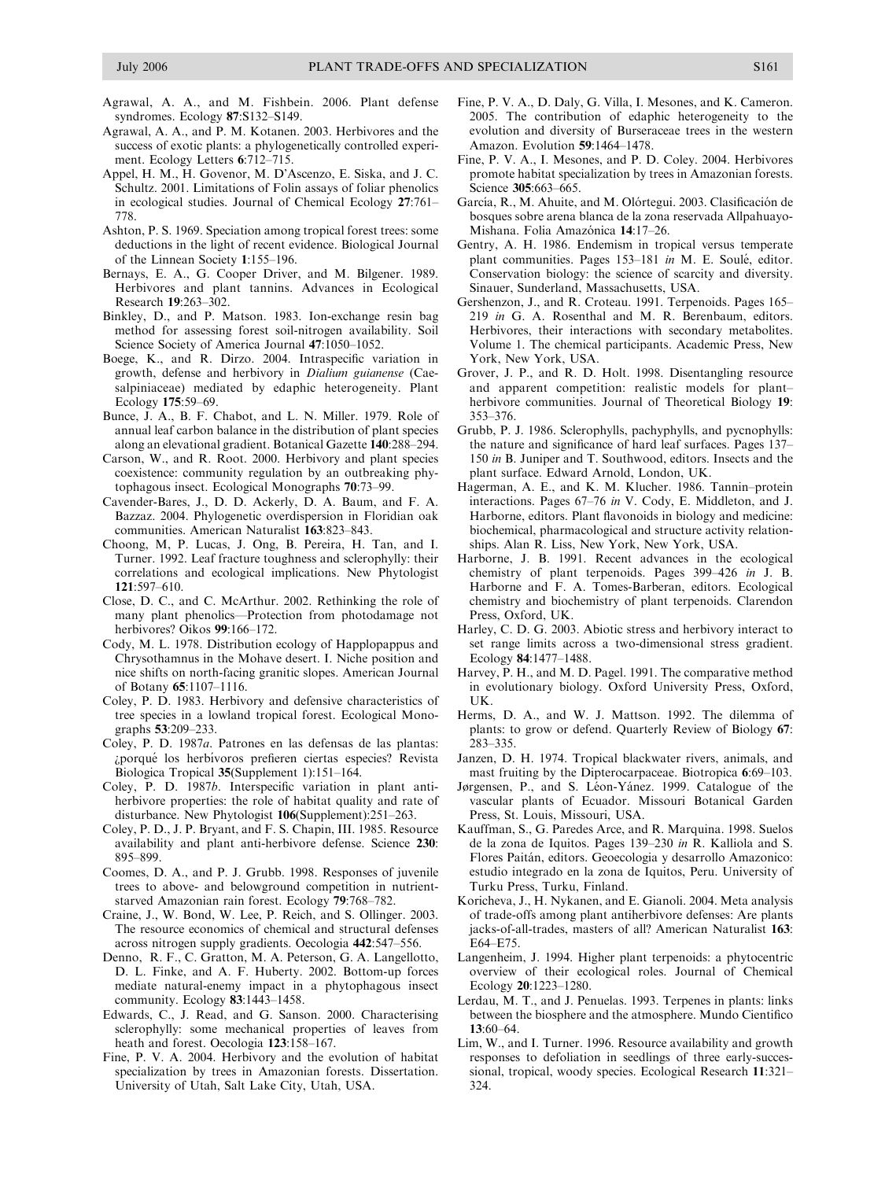Agrawal, A. A., and M. Fishbein. 2006. Plant defense syndromes. Ecology **87**:S132–S149.

Agrawal, A. A., and P. M. Kotanen. 2003. Herbivores and the success of exotic plants: a phylogenetically controlled experiment. Ecology Letters **6**:712–715.

Appel, H. M., H. Govenor, M. D'Ascenzo, E. Siska, and J. C. Schultz. 2001. Limitations of Folin assays of foliar phenolics in ecological studies. Journal of Chemical Ecology **27**:761–778.

Ashton, P. S. 1969. Speciation among tropical forest trees: some deductions in the light of recent evidence. Biological Journal of the Linnean Society **1**:155–196.

Bernays, E. A., G. Cooper Driver, and M. Bilgener. 1989. Herbivores and plant tannins. Advances in Ecological Research **19**:263–302.

Binkley, D., and P. Matson. 1983. Ion-exchange resin bag method for assessing forest soil-nitrogen availability. Soil Science Society of America Journal **47**:1050–1052.

Boege, K., and R. Dirzo. 2004. Intraspecific variation in growth, defense and herbivory in *Dialium guianense* (Caesalpiniaceae) mediated by edaphic heterogeneity. Plant Ecology **175**:59–69.

Bunce, J. A., B. F. Chabot, and L. N. Miller. 1979. Role of annual leaf carbon balance in the distribution of plant species along an elevational gradient. Botanical Gazette **140**:288–294.

Carson, W., and R. Root. 2000. Herbivory and plant species coexistence: community regulation by an outbreaking phytophagous insect. Ecological Monographs **70**:73–99.

Cavender-Bares, J., D. D. Ackerly, D. A. Baum, and F. A. Bazzaz. 2004. Phylogenetic overdispersion in Floridian oak communities. American Naturalist **163**:823–843.

Choong, M, P. Lucas, J. Ong, B. Pereira, H. Tan, and I. Turner. 1992. Leaf fracture toughness and sclerophylly: their correlations and ecological implications. New Phytologist **121**:597–610.

Close, D. C., and C. McArthur. 2002. Rethinking the role of many plant phenolics—Protection from photodamage not herbivores? Oikos **99**:166–172.

Cody, M. L. 1978. Distribution ecology of Happlopappus and Chrysothamnus in the Mohave desert. I. Niche position and nice shifts on north-facing granitic slopes. American Journal of Botany **65**:1107–1116.

Coley, P. D. 1983. Herbivory and defensive characteristics of tree species in a lowland tropical forest. Ecological Monographs **53**:209–233.

Coley, P. D. 1987*a*. Patrones en las defensas de las plantas: ¿porqué los herbívoros prefieren ciertas especies? Revista Biologica Tropical **35**(Supplement 1):151–164.

Coley, P. D. 1987*b*. Interspecific variation in plant anti-herbivore properties: the role of habitat quality and rate of disturbance. New Phytologist **106**(Supplement):251–263.

Coley, P. D., J. P. Bryant, and F. S. Chapin, III. 1985. Resource availability and plant anti-herbivore defense. Science **230**:895–899.

Coomes, D. A., and P. J. Grubb. 1998. Responses of juvenile trees to above- and belowground competition in nutrient-starved Amazonian rain forest. Ecology **79**:768–782.

Craine, J., W. Bond, W. Lee, P. Reich, and S. Ollinger. 2003. The resource economics of chemical and structural defenses across nitrogen supply gradients. Oecologia **442**:547–556.

Denno, R. F., C. Gratton, M. A. Peterson, G. A. Langellotto, D. L. Finke, and A. F. Huberty. 2002. Bottom-up forces mediate natural-enemy impact in a phytophagous insect community. Ecology **83**:1443–1458.

Edwards, C., J. Read, and G. Sanson. 2000. Characterising sclerophylly: some mechanical properties of leaves from heath and forest. Oecologia **123**:158–167.

Fine, P. V. A. 2004. Herbivory and the evolution of habitat specialization by trees in Amazonian forests. Dissertation. University of Utah, Salt Lake City, Utah, USA.

Fine, P. V. A., D. Daly, G. Villa, I. Mesones, and K. Cameron. 2005. The contribution of edaphic heterogeneity to the evolution and diversity of Burseraceae trees in the western Amazon. Evolution **59**:1464–1478.

Fine, P. V. A., I. Mesones, and P. D. Coley. 2004. Herbivores promote habitat specialization by trees in Amazonian forests. Science **305**:663–665.

García, R., M. Ahuite, and M. Olórtegui. 2003. Clasificación de bosques sobre arena blanca de la zona reservada Allpahuayo-Mishana. Folia Amazónica **14**:17–26.

Gentry, A. H. 1986. Endemism in tropical versus temperate plant communities. Pages 153–181 *in* M. E. Soulé, editor. Conservation biology: the science of scarcity and diversity. Sinauer, Sunderland, Massachusetts, USA.

Gershenzon, J., and R. Croteau. 1991. Terpenoids. Pages 165–219 *in* G. A. Rosenthal and M. R. Berenbaum, editors. Herbivores, their interactions with secondary metabolites. Volume 1. The chemical participants. Academic Press, New York, New York, USA.

Grover, J. P., and R. D. Holt. 1998. Disentangling resource and apparent competition: realistic models for plant–herbivore communities. Journal of Theoretical Biology **19**:353–376.

Grubb, P. J. 1986. Sclerophylls, pachyphylls, and pycnophylls: the nature and significance of hard leaf surfaces. Pages 137–150 *in* B. Juniper and T. Southwood, editors. Insects and the plant surface. Edward Arnold, London, UK.

Hagerman, A. E., and K. M. Klucher. 1986. Tannin–protein interactions. Pages 67–76 *in* V. Cody, E. Middleton, and J. Harborne, editors. Plant flavonoids in biology and medicine: biochemical, pharmacological and structure activity relationships. Alan R. Liss, New York, New York, USA.

Harborne, J. B. 1991. Recent advances in the ecological chemistry of plant terpenoids. Pages 399–426 *in* J. B. Harborne and F. A. Tomes-Barberan, editors. Ecological chemistry and biochemistry of plant terpenoids. Clarendon Press, Oxford, UK.

Harley, C. D. G. 2003. Abiotic stress and herbivory interact to set range limits across a two-dimensional stress gradient. Ecology **84**:1477–1488.

Harvey, P. H., and M. D. Pagel. 1991. The comparative method in evolutionary biology. Oxford University Press, Oxford, UK.

Herms, D. A., and W. J. Mattson. 1992. The dilemma of plants: to grow or defend. Quarterly Review of Biology **67**:283–335.

Janzen, D. H. 1974. Tropical blackwater rivers, animals, and mast fruiting by the Dipterocarpaceae. Biotropica **6**:69–103.

Jørgensen, P., and S. Léon-Yánez. 1999. Catalogue of the vascular plants of Ecuador. Missouri Botanical Garden Press, St. Louis, Missouri, USA.

Kauffman, S., G. Paredes Arce, and R. Marquina. 1998. Suelos de la zona de Iquitos. Pages 139–230 *in* R. Kalliola and S. Flores Paitán, editors. Geoecologia y desarrollo Amazonico: estudio integrado en la zona de Iquitos, Peru. University of Turku Press, Turku, Finland.

Koricheva, J., H. Nykanen, and E. Gianoli. 2004. Meta analysis of trade-offs among plant antiherbivore defenses: Are plants jacks-of-all-trades, masters of all? American Naturalist **163**:E64–E75.

Langenheim, J. 1994. Higher plant terpenoids: a phytocentric overview of their ecological roles. Journal of Chemical Ecology **20**:1223–1280.

Lerdau, M. T., and J. Penuelas. 1993. Terpenes in plants: links between the biosphere and the atmosphere. Mundo Cientifico **13**:60–64.

Lim, W., and I. Turner. 1996. Resource availability and growth responses to defoliation in seedlings of three early-successional, tropical, woody species. Ecological Research **11**:321–324.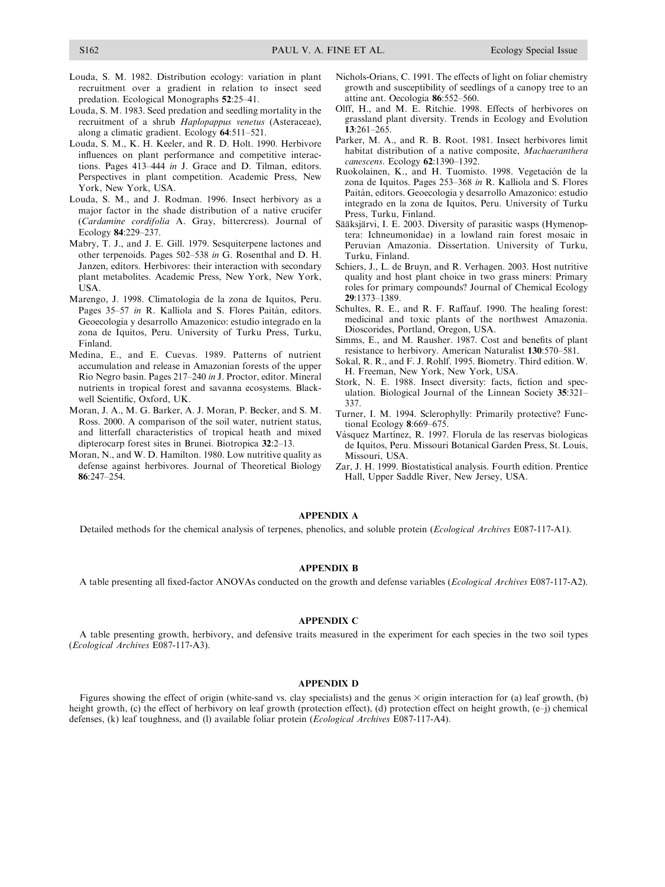Louda, S. M. 1982. Distribution ecology: variation in plant recruitment over a gradient in relation to insect seed predation. Ecological Monographs **52**:25–41.

Louda, S. M. 1983. Seed predation and seedling mortality in the recruitment of a shrub *Haplopappus venetus* (Asteraceae), along a climatic gradient. Ecology **64**:511–521.

Louda, S. M., K. H. Keeler, and R. D. Holt. 1990. Herbivore influences on plant performance and competitive interactions. Pages 413–444 *in* J. Grace and D. Tilman, editors. Perspectives in plant competition. Academic Press, New York, New York, USA.

Louda, S. M., and J. Rodman. 1996. Insect herbivory as a major factor in the shade distribution of a native crucifer (*Cardamine cordifolia* A. Gray, bittercress). Journal of Ecology **84**:229–237.

Mabry, T. J., and J. E. Gill. 1979. Sesquiterpene lactones and other terpenoids. Pages 502–538 *in* G. Rosenthal and D. H. Janzen, editors. Herbivores: their interaction with secondary plant metabolites. Academic Press, New York, New York, USA.

Marengo, J. 1998. Climatologia de la zona de Iquitos, Peru. Pages 35–57 *in* R. Kalliola and S. Flores Paitán, editors. Geoecologia y desarrollo Amazonico: estudio integrado en la zona de Iquitos, Peru. University of Turku Press, Turku, Finland.

Medina, E., and E. Cuevas. 1989. Patterns of nutrient accumulation and release in Amazonian forests of the upper Rio Negro basin. Pages 217–240 *in* J. Proctor, editor. Mineral nutrients in tropical forest and savanna ecosystems. Blackwell Scientific, Oxford, UK.

Moran, J. A., M. G. Barker, A. J. Moran, P. Becker, and S. M. Ross. 2000. A comparison of the soil water, nutrient status, and litterfall characteristics of tropical heath and mixed dipterocarp forest sites in Brunei. Biotropica **32**:2–13.

Moran, N., and W. D. Hamilton. 1980. Low nutritive quality as defense against herbivores. Journal of Theoretical Biology **86**:247–254.

Nichols-Orians, C. 1991. The effects of light on foliar chemistry growth and susceptibility of seedlings of a canopy tree to an attine ant. Oecologia **86**:552–560.

Olff, H., and M. E. Ritchie. 1998. Effects of herbivores on grassland plant diversity. Trends in Ecology and Evolution **13**:261–265.

Parker, M. A., and R. B. Root. 1981. Insect herbivores limit habitat distribution of a native composite, *Machaeranthera canescens*. Ecology **62**:1390–1392.

Ruokolainen, K., and H. Tuomisto. 1998. Vegetación de la zona de Iquitos. Pages 253–368 *in* R. Kalliola and S. Flores Paitán, editors. Geoecologia y desarrollo Amazonico: estudio integrado en la zona de Iquitos, Peru. University of Turku Press, Turku, Finland.

Sääksjärvi, I. E. 2003. Diversity of parasitic wasps (Hymenoptera: Ichneumonidae) in a lowland rain forest mosaic in Peruvian Amazonia. Dissertation. University of Turku, Turku, Finland.

Schiers, J., L. de Bruyn, and R. Verhagen. 2003. Host nutritive quality and host plant choice in two grass miners: Primary roles for primary compounds? Journal of Chemical Ecology **29**:1373–1389.

Schultes, R. E., and R. F. Raffauf. 1990. The healing forest: medicinal and toxic plants of the northwest Amazonia. Dioscorides, Portland, Oregon, USA.

Simms, E., and M. Rausher. 1987. Cost and benefits of plant resistance to herbivory. American Naturalist **130**:570–581.

Sokal, R. R., and F. J. Rohlf. 1995. Biometry. Third edition. W. H. Freeman, New York, New York, USA.

Stork, N. E. 1988. Insect diversity: facts, fiction and speculation. Biological Journal of the Linnean Society **35**:321–337.

Turner, I. M. 1994. Sclerophylly: Primarily protective? Functional Ecology **8**:669–675.

Vásquez Martínez, R. 1997. Florula de las reservas biologicas de Iquitos, Peru. Missouri Botanical Garden Press, St. Louis, Missouri, USA.

Zar, J. H. 1999. Biostatistical analysis. Fourth edition. Prentice Hall, Upper Saddle River, New Jersey, USA.

## APPENDIX A

Detailed methods for the chemical analysis of terpenes, phenolics, and soluble protein (*Ecological Archives* E087-117-A1).

## APPENDIX B

A table presenting all fixed-factor ANOVAs conducted on the growth and defense variables (*Ecological Archives* E087-117-A2).

## APPENDIX C

A table presenting growth, herbivory, and defensive traits measured in the experiment for each species in the two soil types (*Ecological Archives* E087-117-A3).

## APPENDIX D

Figures showing the effect of origin (white-sand vs. clay specialists) and the genus × origin interaction for (a) leaf growth, (b) height growth, (c) the effect of herbivory on leaf growth (protection effect), (d) protection effect on height growth, (e–j) chemical defenses, (k) leaf toughness, and (l) available foliar protein (*Ecological Archives* E087-117-A4).